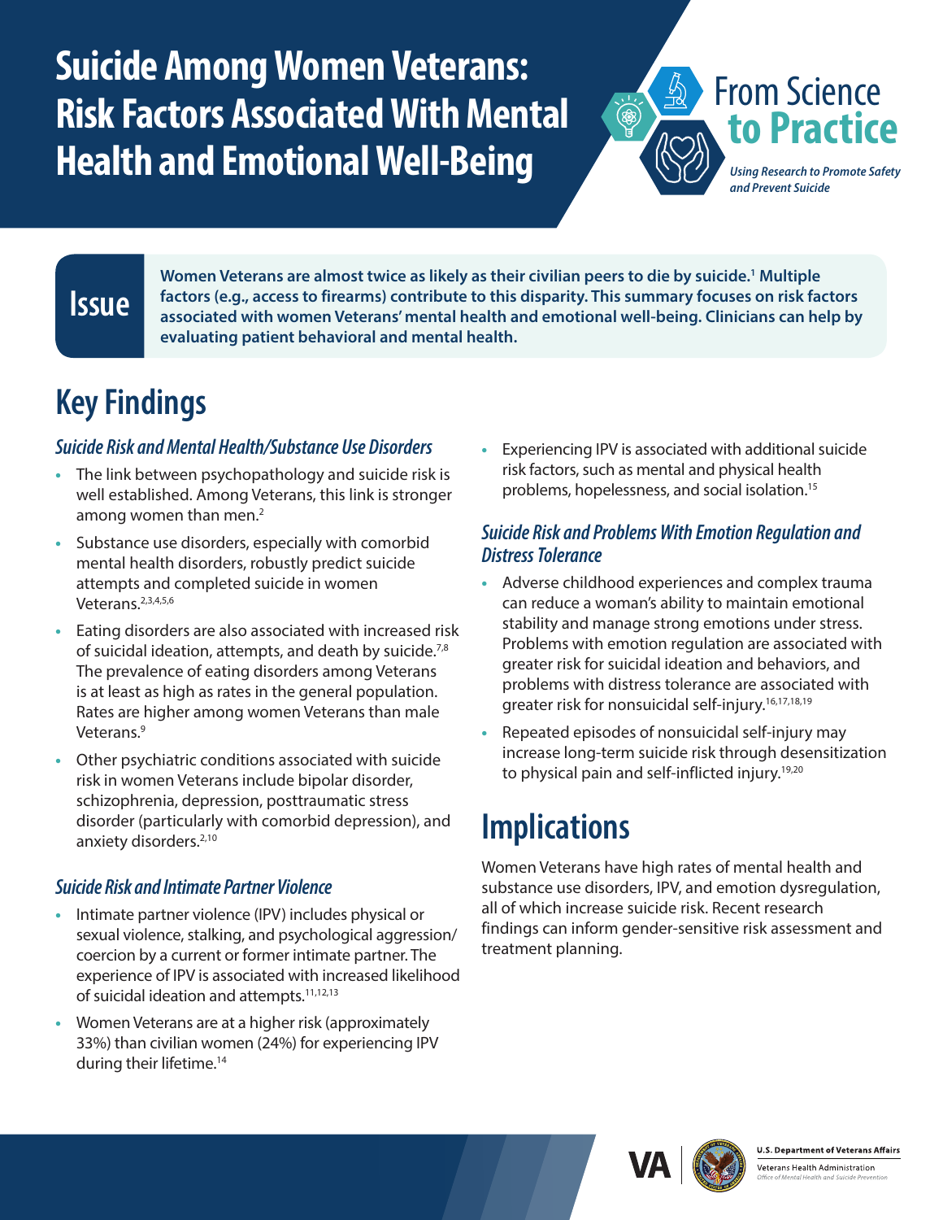# Suicide Among Women Veterans: Risk Factors Associated With Mental Health and Emotional Well-Being

From Science to Practice

*Using Research to Promote Safety and Prevent Suicide*

## Issue

**Women Veterans are almost twice as likely as their civilian peers to die by suicide.[1] Multiple factors (e.g., access to firearms) contribute to this disparity. This summary focuses on risk factors associated with women Veterans' mental health and emotional well-being. Clinicians can help by evaluating patient behavioral and mental health.**

## Key Findings

### *Suicide Risk and Mental Health/Substance Use Disorders*

- The link between psychopathology and suicide risk is well established. Among Veterans, this link is stronger among women than men.[2]
- Substance use disorders, especially with comorbid mental health disorders, robustly predict suicide attempts and completed suicide in women Veterans.[2,3,4,5,6]
- Eating disorders are also associated with increased risk of suicidal ideation, attempts, and death by suicide.[7,8] The prevalence of eating disorders among Veterans is at least as high as rates in the general population. Rates are higher among women Veterans than male Veterans.[9]
- Other psychiatric conditions associated with suicide risk in women Veterans include bipolar disorder, schizophrenia, depression, posttraumatic stress disorder (particularly with comorbid depression), and anxiety disorders.[2,10]

### *Suicide Risk and Intimate Partner Violence*

- Intimate partner violence (IPV) includes physical or sexual violence, stalking, and psychological aggression/coercion by a current or former intimate partner. The experience of IPV is associated with increased likelihood of suicidal ideation and attempts.[11,12,13]
- Women Veterans are at a higher risk (approximately 33%) than civilian women (24%) for experiencing IPV during their lifetime.[14]
- Experiencing IPV is associated with additional suicide risk factors, such as mental and physical health problems, hopelessness, and social isolation.[15]

### *Suicide Risk and Problems With Emotion Regulation and Distress Tolerance*

- Adverse childhood experiences and complex trauma can reduce a woman's ability to maintain emotional stability and manage strong emotions under stress. Problems with emotion regulation are associated with greater risk for suicidal ideation and behaviors, and problems with distress tolerance are associated with greater risk for nonsuicidal self-injury.[16,17,18,19]
- Repeated episodes of nonsuicidal self-injury may increase long-term suicide risk through desensitization to physical pain and self-inflicted injury.[19,20]

## Implications

Women Veterans have high rates of mental health and substance use disorders, IPV, and emotion dysregulation, all of which increase suicide risk. Recent research findings can inform gender-sensitive risk assessment and treatment planning.

U.S. Department of Veterans Affairs
Veterans Health Administration
*Office of Mental Health and Suicide Prevention*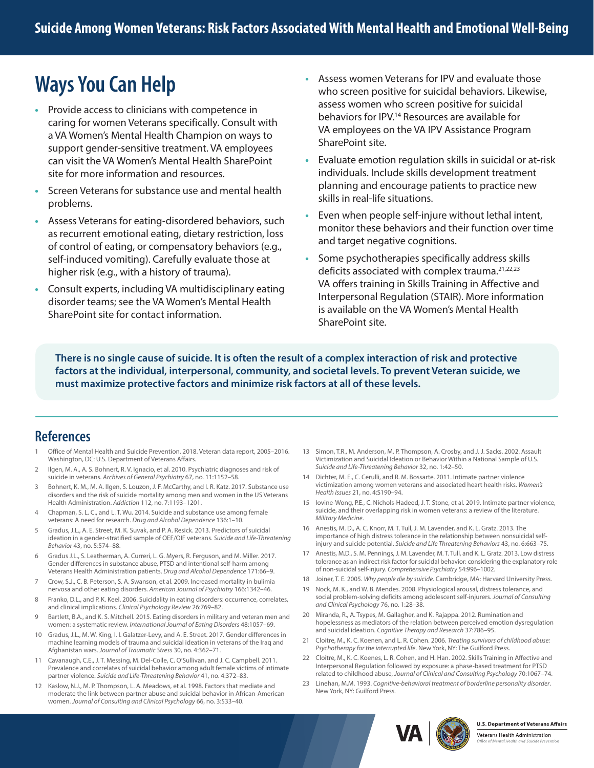## Ways You Can Help

- Provide access to clinicians with competence in caring for women Veterans specifically. Consult with a VA Women's Mental Health Champion on ways to support gender-sensitive treatment. VA employees can visit the VA Women's Mental Health SharePoint site for more information and resources.
- Screen Veterans for substance use and mental health problems.
- Assess Veterans for eating-disordered behaviors, such as recurrent emotional eating, dietary restriction, loss of control of eating, or compensatory behaviors (e.g., self-induced vomiting). Carefully evaluate those at higher risk (e.g., with a history of trauma).
- Consult experts, including VA multidisciplinary eating disorder teams; see the VA Women's Mental Health SharePoint site for contact information.
- Assess women Veterans for IPV and evaluate those who screen positive for suicidal behaviors. Likewise, assess women who screen positive for suicidal behaviors for IPV.[14] Resources are available for VA employees on the VA IPV Assistance Program SharePoint site.
- Evaluate emotion regulation skills in suicidal or at-risk individuals. Include skills development treatment planning and encourage patients to practice new skills in real-life situations.
- Even when people self-injure without lethal intent, monitor these behaviors and their function over time and target negative cognitions.
- Some psychotherapies specifically address skills deficits associated with complex trauma.[21,22,23] VA offers training in Skills Training in Affective and Interpersonal Regulation (STAIR). More information is available on the VA Women's Mental Health SharePoint site.

**There is no single cause of suicide. It is often the result of a complex interaction of risk and protective factors at the individual, interpersonal, community, and societal levels. To prevent Veteran suicide, we must maximize protective factors and minimize risk factors at all of these levels.**

## References

1. Office of Mental Health and Suicide Prevention. 2018. Veteran data report, 2005–2016. Washington, DC: U.S. Department of Veterans Affairs.
2. Ilgen, M. A., A. S. Bohnert, R. V. Ignacio, et al. 2010. Psychiatric diagnoses and risk of suicide in veterans. *Archives of General Psychiatry* 67, no. 11:1152–58.
3. Bohnert, K. M., M. A. Ilgen, S. Louzon, J. F. McCarthy, and I. R. Katz. 2017. Substance use disorders and the risk of suicide mortality among men and women in the US Veterans Health Administration. *Addiction* 112, no. 7:1193–1201.
4. Chapman, S. L. C., and L. T. Wu. 2014. Suicide and substance use among female veterans: A need for research. *Drug and Alcohol Dependence* 136:1–10.
5. Gradus, J.L., A. E. Street, M. K. Suvak, and P. A. Resick. 2013. Predictors of suicidal ideation in a gender-stratified sample of OEF/OIF veterans. *Suicide and Life-Threatening Behavior* 43, no. 5:574–88.
6. Gradus J.L., S. Leatherman, A. Curreri, L. G. Myers, R. Ferguson, and M. Miller. 2017. Gender differences in substance abuse, PTSD and intentional self-harm among Veterans Health Administration patients. *Drug and Alcohol Dependence* 171:66–9.
7. Crow, S.J., C. B. Peterson, S. A. Swanson, et al. 2009. Increased mortality in bulimia nervosa and other eating disorders. *American Journal of Psychiatry* 166:1342–46.
8. Franko, D.L., and P. K. Keel. 2006. Suicidality in eating disorders: occurrence, correlates, and clinical implications. *Clinical Psychology Review* 26:769–82.
9. Bartlett, B.A., and K. S. Mitchell. 2015. Eating disorders in military and veteran men and women: a systematic review. *International Journal of Eating Disorders* 48:1057–69.
10. Gradus, J.L., M. W. King, I. I. Galatzer-Levy, and A. E. Street. 2017. Gender differences in machine learning models of trauma and suicidal ideation in veterans of the Iraq and Afghanistan wars. *Journal of Traumatic Stress* 30, no. 4:362–71.
11. Cavanaugh, C.E., J. T. Messing, M. Del-Colle, C. O'Sullivan, and J. C. Campbell. 2011. Prevalence and correlates of suicidal behavior among adult female victims of intimate partner violence. *Suicide and Life-Threatening Behavior* 41, no. 4:372–83.
12. Kaslow, N.J., M. P. Thompson, L. A. Meadows, et al. 1998. Factors that mediate and moderate the link between partner abuse and suicidal behavior in African-American women. *Journal of Consulting and Clinical Psychology* 66, no. 3:533–40.
13. Simon, T.R., M. Anderson, M. P. Thompson, A. Crosby, and J. J. Sacks. 2002. Assault Victimization and Suicidal Ideation or Behavior Within a National Sample of U.S. *Suicide and Life-Threatening Behavior* 32, no. 1:42–50.
14. Dichter, M. E., C. Cerulli, and R. M. Bossarte. 2011. Intimate partner violence victimization among women veterans and associated heart health risks. *Women's Health Issues* 21, no. 4:S190–94.
15. Iovine-Wong, P.E., C. Nichols-Hadeed, J. T. Stone, et al. 2019. Intimate partner violence, suicide, and their overlapping risk in women veterans: a review of the literature. *Military Medicine*.
16. Anestis, M. D., A. C. Knorr, M. T. Tull, J. M. Lavender, and K. L. Gratz. 2013. The importance of high distress tolerance in the relationship between nonsuicidal self-injury and suicide potential. *Suicide and Life Threatening Behaviors* 43, no. 6:663–75.
17. Anestis, M.D., S. M. Pennings, J. M. Lavender, M. T. Tull, and K. L. Gratz. 2013. Low distress tolerance as an indirect risk factor for suicidal behavior: considering the explanatory role of non-suicidal self-injury. *Comprehensive Psychiatry* 54:996–1002.
18. Joiner, T. E. 2005. *Why people die by suicide*. Cambridge, MA: Harvard University Press.
19. Nock, M. K., and W. B. Mendes. 2008. Physiological arousal, distress tolerance, and social problem-solving deficits among adolescent self-injurers. *Journal of Consulting and Clinical Psychology* 76, no. 1:28–38.
20. Miranda, R., A. Tsypes, M. Gallagher, and K. Rajappa. 2012. Rumination and hopelessness as mediators of the relation between perceived emotion dysregulation and suicidal ideation. *Cognitive Therapy and Research* 37:786–95.
21. Cloitre, M., K. C. Koenen, and L. R. Cohen. 2006. *Treating survivors of childhood abuse: Psychotherapy for the interrupted life*. New York, NY: The Guilford Press.
22. Cloitre, M., K. C. Koenes, L. R. Cohen, and H. Han. 2002. Skills Training in Affective and Interpersonal Regulation followed by exposure: a phase-based treatment for PTSD related to childhood abuse, *Journal of Clinical and Consulting Psychology* 70:1067–74.
23. Linehan, M.M. 1993. *Cognitive-behavioral treatment of borderline personality disorder*. New York, NY: Guilford Press.

U.S. Department of Veterans Affairs

Veterans Health Administration
Office of Mental Health and Suicide Prevention